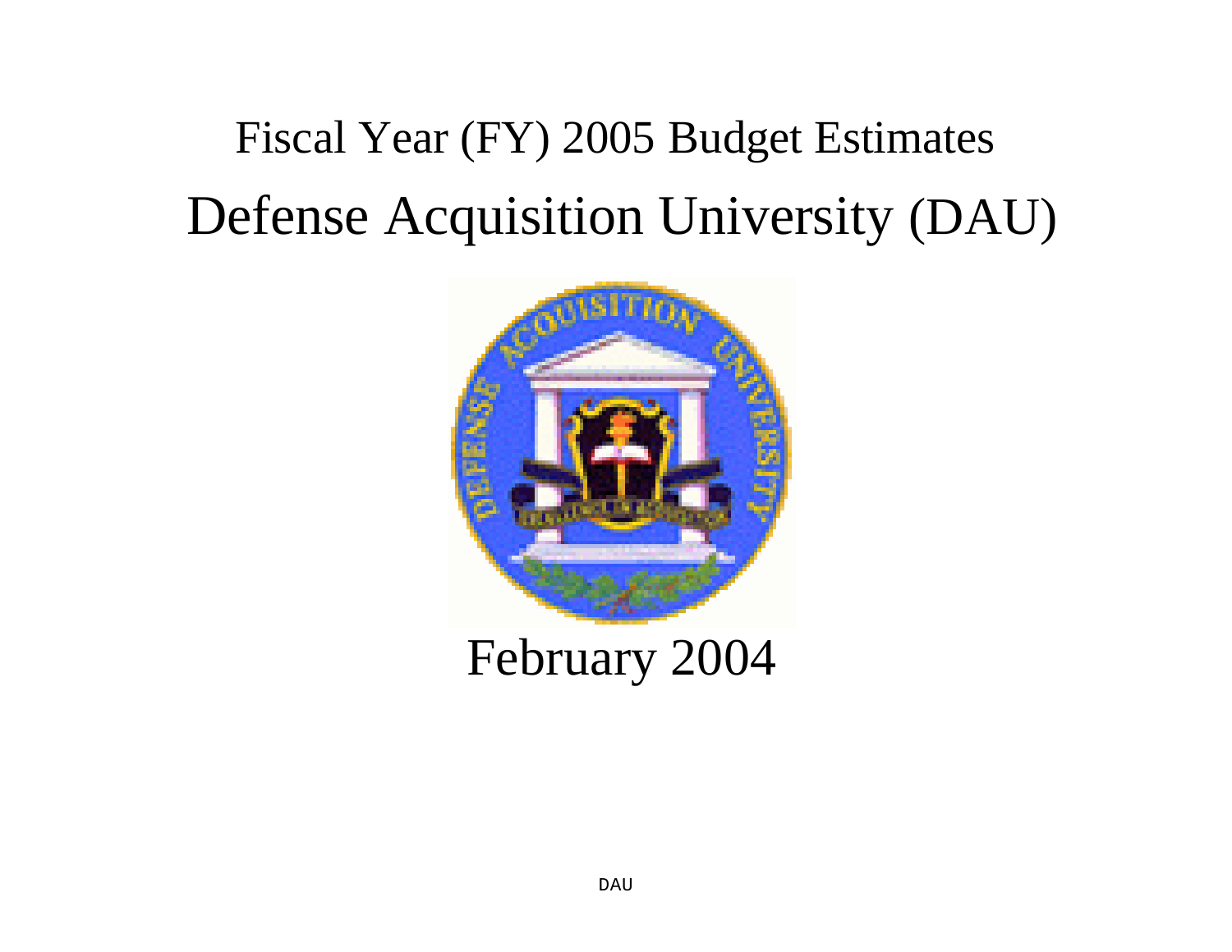# Fiscal Year (FY) 2005 Budget Estimates

# Defense Acquisition University (DAU)

February 2004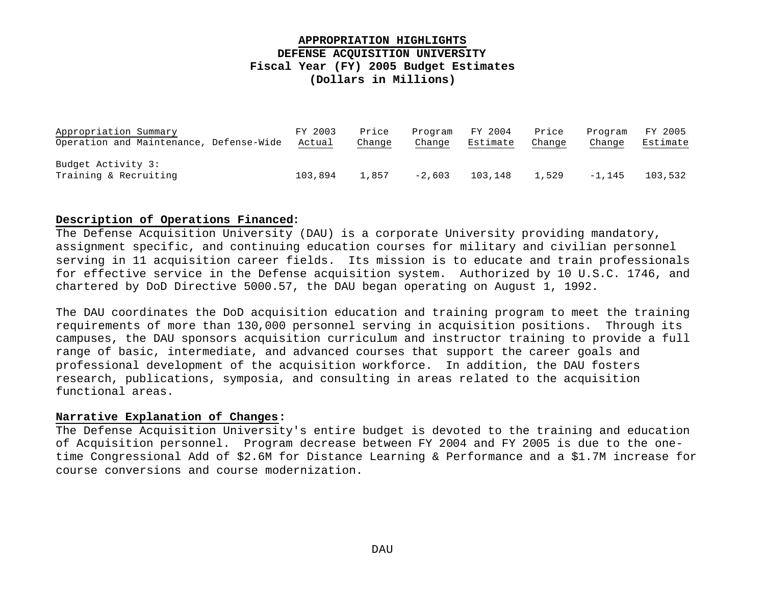**APPROPRIATION HIGHLIGHTS**
**DEFENSE ACQUISITION UNIVERSITY**
**Fiscal Year (FY) 2005 Budget Estimates**
**(Dollars in Millions)**

| Appropriation Summary<br>Operation and Maintenance, Defense-Wide | FY 2003<br>Actual | Price<br>Change | Program<br>Change | FY 2004<br>Estimate | Price<br>Change | Program<br>Change | FY 2005<br>Estimate |
|---|---|---|---|---|---|---|---|
| Budget Activity 3:<br>Training & Recruiting | 103,894 | 1,857 | -2,603 | 103,148 | 1,529 | -1,145 | 103,532 |

**Description of Operations Financed:**
The Defense Acquisition University (DAU) is a corporate University providing mandatory, assignment specific, and continuing education courses for military and civilian personnel serving in 11 acquisition career fields. Its mission is to educate and train professionals for effective service in the Defense acquisition system. Authorized by 10 U.S.C. 1746, and chartered by DoD Directive 5000.57, the DAU began operating on August 1, 1992.

The DAU coordinates the DoD acquisition education and training program to meet the training requirements of more than 130,000 personnel serving in acquisition positions. Through its campuses, the DAU sponsors acquisition curriculum and instructor training to provide a full range of basic, intermediate, and advanced courses that support the career goals and professional development of the acquisition workforce. In addition, the DAU fosters research, publications, symposia, and consulting in areas related to the acquisition functional areas.

**Narrative Explanation of Changes:**
The Defense Acquisition University's entire budget is devoted to the training and education of Acquisition personnel. Program decrease between FY 2004 and FY 2005 is due to the one-time Congressional Add of $2.6M for Distance Learning & Performance and a $1.7M increase for course conversions and course modernization.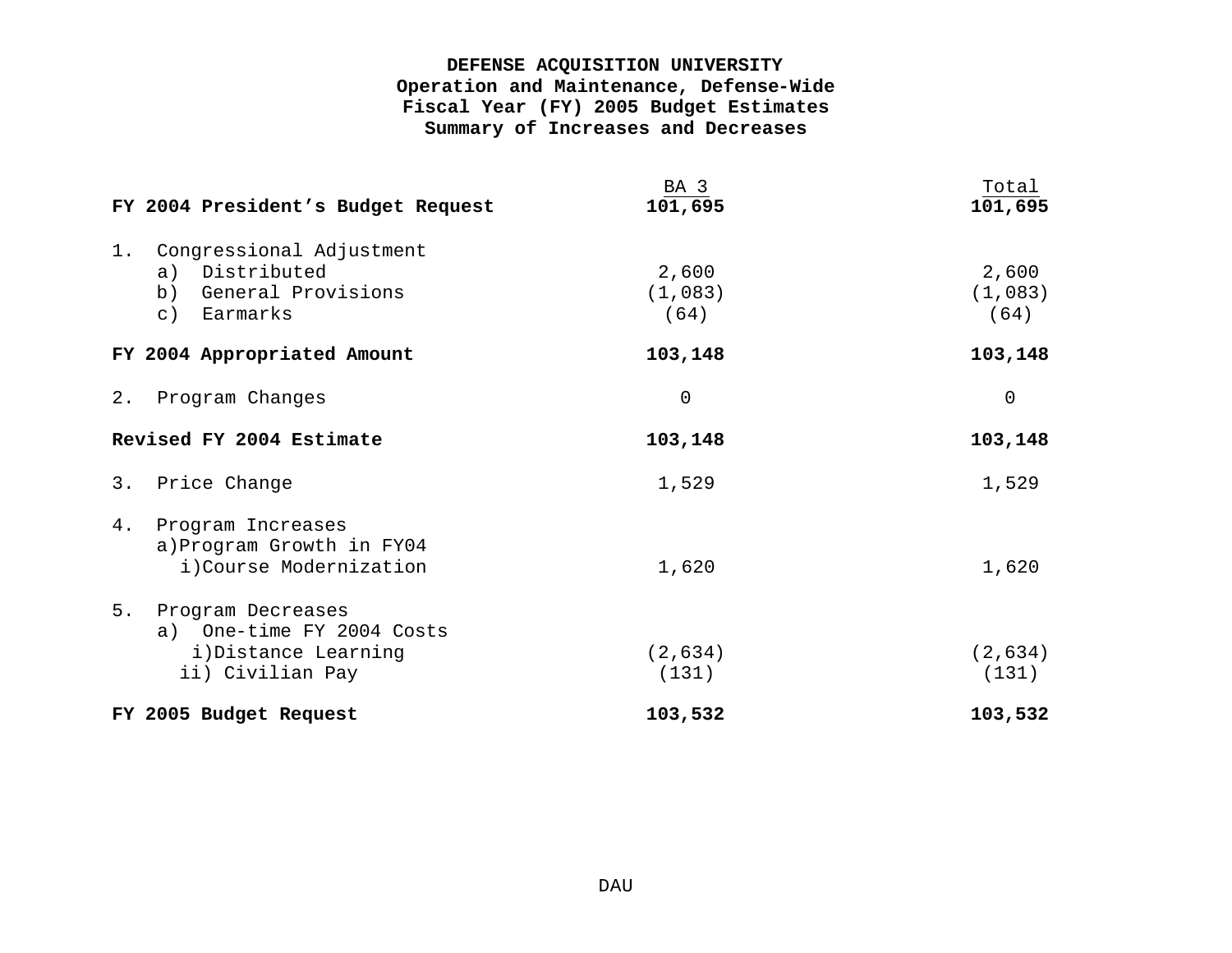**DEFENSE ACQUISITION UNIVERSITY**
**Operation and Maintenance, Defense-Wide**
**Fiscal Year (FY) 2005 Budget Estimates**
**Summary of Increases and Decreases**

| | BA 3 | Total |
|---|---|---|
| **FY 2004 President's Budget Request** | **101,695** | **101,695** |
| 1. Congressional Adjustment | | |
| a) Distributed | 2,600 | 2,600 |
| b) General Provisions | (1,083) | (1,083) |
| c) Earmarks | (64) | (64) |
| **FY 2004 Appropriated Amount** | **103,148** | **103,148** |
| 2. Program Changes | 0 | 0 |
| **Revised FY 2004 Estimate** | **103,148** | **103,148** |
| 3. Price Change | 1,529 | 1,529 |
| 4. Program Increases | | |
| a)Program Growth in FY04 | | |
| i)Course Modernization | 1,620 | 1,620 |
| 5. Program Decreases | | |
| a) One-time FY 2004 Costs | | |
| i)Distance Learning | (2,634) | (2,634) |
| ii) Civilian Pay | (131) | (131) |
| **FY 2005 Budget Request** | **103,532** | **103,532** |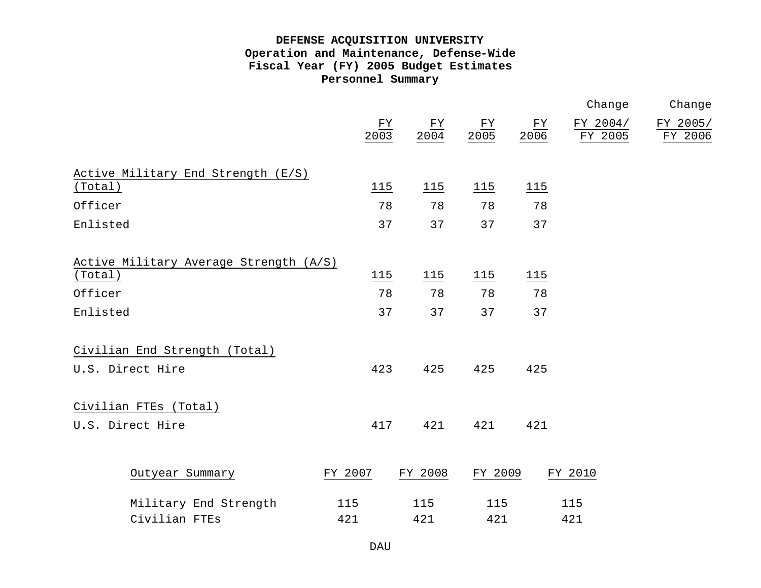# DEFENSE ACQUISITION UNIVERSITY
## Operation and Maintenance, Defense-Wide
## Fiscal Year (FY) 2005 Budget Estimates
## Personnel Summary

| | FY 2003 | FY 2004 | FY 2005 | FY 2006 | Change FY 2004/ FY 2005 | Change FY 2005/ FY 2006 |
|---|---|---|---|---|---|---|
| Active Military End Strength (E/S) (Total) | 115 | 115 | 115 | 115 | | |
| Officer | 78 | 78 | 78 | 78 | | |
| Enlisted | 37 | 37 | 37 | 37 | | |
| Active Military Average Strength (A/S) (Total) | 115 | 115 | 115 | 115 | | |
| Officer | 78 | 78 | 78 | 78 | | |
| Enlisted | 37 | 37 | 37 | 37 | | |
| Civilian End Strength (Total) | | | | | | |
| U.S. Direct Hire | 423 | 425 | 425 | 425 | | |
| Civilian FTEs (Total) | | | | | | |
| U.S. Direct Hire | 417 | 421 | 421 | 421 | | |

| Outyear Summary | FY 2007 | FY 2008 | FY 2009 | FY 2010 |
|---|---|---|---|---|
| Military End Strength | 115 | 115 | 115 | 115 |
| Civilian FTEs | 421 | 421 | 421 | 421 |

DAU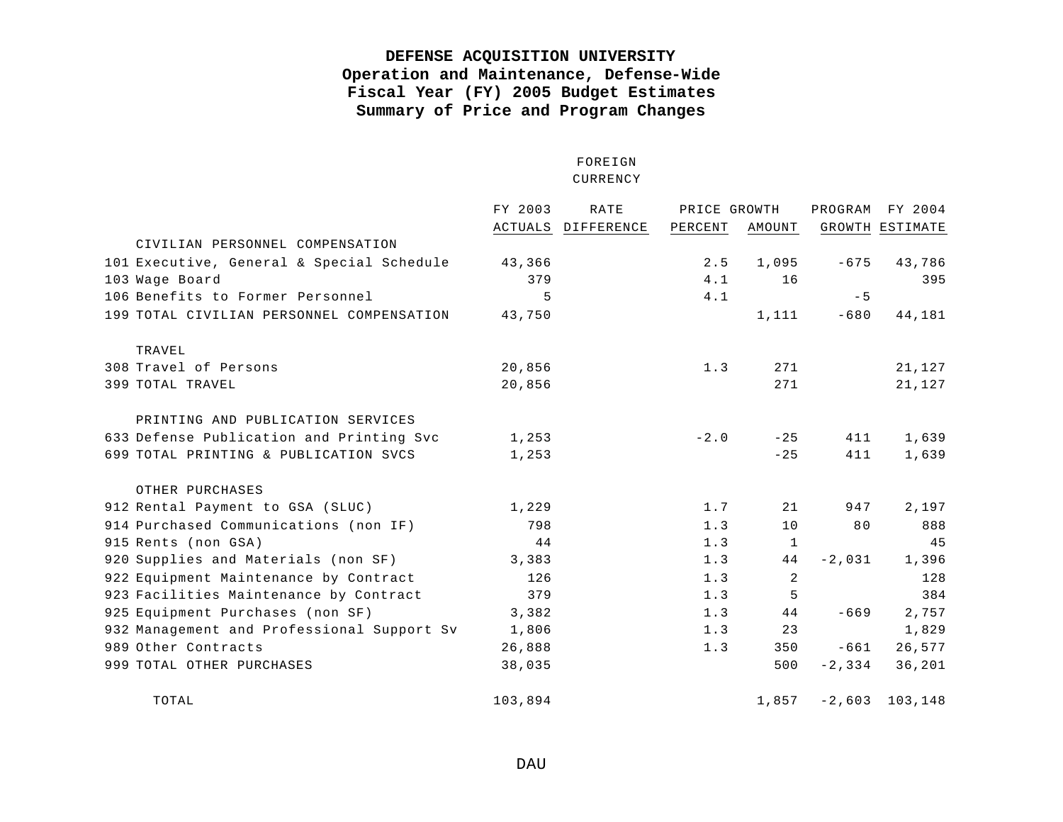**DEFENSE ACQUISITION UNIVERSITY**
**Operation and Maintenance, Defense-Wide**
**Fiscal Year (FY) 2005 Budget Estimates**
**Summary of Price and Program Changes**

| | | FY 2003 ACTUALS | FOREIGN CURRENCY RATE DIFFERENCE | PRICE GROWTH PERCENT | PRICE GROWTH AMOUNT | PROGRAM GROWTH | FY 2004 ESTIMATE |
|---|---|---|---|---|---|---|---|
| | CIVILIAN PERSONNEL COMPENSATION | | | | | | |
| 101 | Executive, General & Special Schedule | 43,366 | | 2.5 | 1,095 | -675 | 43,786 |
| 103 | Wage Board | 379 | | 4.1 | 16 | | 395 |
| 106 | Benefits to Former Personnel | 5 | | 4.1 | | -5 | |
| 199 | TOTAL CIVILIAN PERSONNEL COMPENSATION | 43,750 | | | 1,111 | -680 | 44,181 |
| | TRAVEL | | | | | | |
| 308 | Travel of Persons | 20,856 | | 1.3 | 271 | | 21,127 |
| 399 | TOTAL TRAVEL | 20,856 | | | 271 | | 21,127 |
| | PRINTING AND PUBLICATION SERVICES | | | | | | |
| 633 | Defense Publication and Printing Svc | 1,253 | | -2.0 | -25 | 411 | 1,639 |
| 699 | TOTAL PRINTING & PUBLICATION SVCS | 1,253 | | | -25 | 411 | 1,639 |
| | OTHER PURCHASES | | | | | | |
| 912 | Rental Payment to GSA (SLUC) | 1,229 | | 1.7 | 21 | 947 | 2,197 |
| 914 | Purchased Communications (non IF) | 798 | | 1.3 | 10 | 80 | 888 |
| 915 | Rents (non GSA) | 44 | | 1.3 | 1 | | 45 |
| 920 | Supplies and Materials (non SF) | 3,383 | | 1.3 | 44 | -2,031 | 1,396 |
| 922 | Equipment Maintenance by Contract | 126 | | 1.3 | 2 | | 128 |
| 923 | Facilities Maintenance by Contract | 379 | | 1.3 | 5 | | 384 |
| 925 | Equipment Purchases (non SF) | 3,382 | | 1.3 | 44 | -669 | 2,757 |
| 932 | Management and Professional Support Sv | 1,806 | | 1.3 | 23 | | 1,829 |
| 989 | Other Contracts | 26,888 | | 1.3 | 350 | -661 | 26,577 |
| 999 | TOTAL OTHER PURCHASES | 38,035 | | | 500 | -2,334 | 36,201 |
| | TOTAL | 103,894 | | | 1,857 | -2,603 | 103,148 |

DAU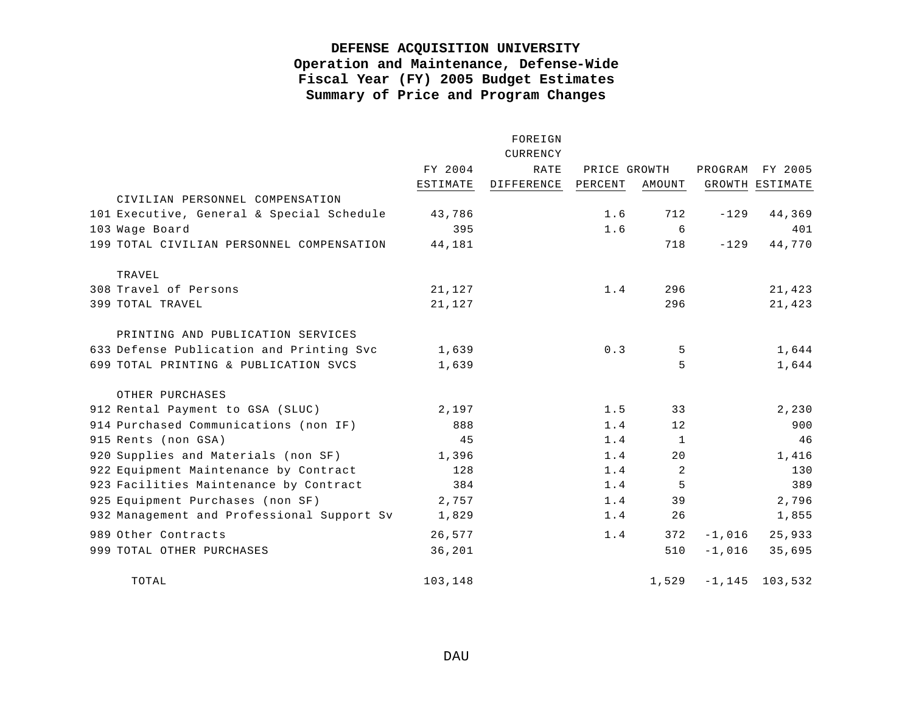# DEFENSE ACQUISITION UNIVERSITY
## Operation and Maintenance, Defense-Wide
## Fiscal Year (FY) 2005 Budget Estimates
## Summary of Price and Program Changes

| | | FY 2004 ESTIMATE | FOREIGN CURRENCY RATE DIFFERENCE | PRICE GROWTH PERCENT | PRICE GROWTH AMOUNT | PROGRAM GROWTH | FY 2005 ESTIMATE |
|---|---|---|---|---|---|---|---|
| | CIVILIAN PERSONNEL COMPENSATION | | | | | | |
| 101 | Executive, General & Special Schedule | 43,786 | | 1.6 | 712 | -129 | 44,369 |
| 103 | Wage Board | 395 | | 1.6 | 6 | | 401 |
| 199 | TOTAL CIVILIAN PERSONNEL COMPENSATION | 44,181 | | | 718 | -129 | 44,770 |
| | TRAVEL | | | | | | |
| 308 | Travel of Persons | 21,127 | | 1.4 | 296 | | 21,423 |
| 399 | TOTAL TRAVEL | 21,127 | | | 296 | | 21,423 |
| | PRINTING AND PUBLICATION SERVICES | | | | | | |
| 633 | Defense Publication and Printing Svc | 1,639 | | 0.3 | 5 | | 1,644 |
| 699 | TOTAL PRINTING & PUBLICATION SVCS | 1,639 | | | 5 | | 1,644 |
| | OTHER PURCHASES | | | | | | |
| 912 | Rental Payment to GSA (SLUC) | 2,197 | | 1.5 | 33 | | 2,230 |
| 914 | Purchased Communications (non IF) | 888 | | 1.4 | 12 | | 900 |
| 915 | Rents (non GSA) | 45 | | 1.4 | 1 | | 46 |
| 920 | Supplies and Materials (non SF) | 1,396 | | 1.4 | 20 | | 1,416 |
| 922 | Equipment Maintenance by Contract | 128 | | 1.4 | 2 | | 130 |
| 923 | Facilities Maintenance by Contract | 384 | | 1.4 | 5 | | 389 |
| 925 | Equipment Purchases (non SF) | 2,757 | | 1.4 | 39 | | 2,796 |
| 932 | Management and Professional Support Sv | 1,829 | | 1.4 | 26 | | 1,855 |
| 989 | Other Contracts | 26,577 | | 1.4 | 372 | -1,016 | 25,933 |
| 999 | TOTAL OTHER PURCHASES | 36,201 | | | 510 | -1,016 | 35,695 |
| | TOTAL | 103,148 | | | 1,529 | -1,145 | 103,532 |

DAU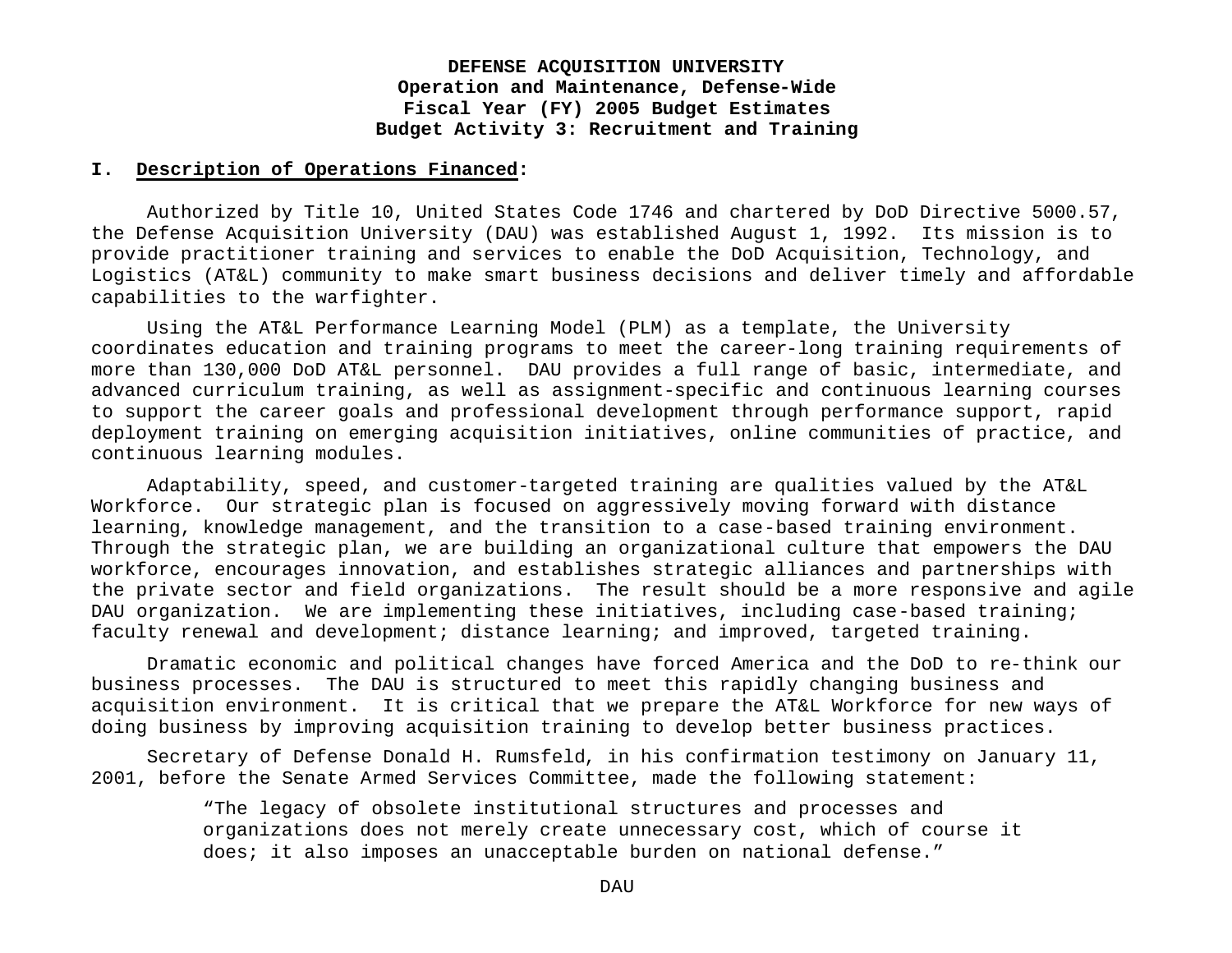**DEFENSE ACQUISITION UNIVERSITY**
**Operation and Maintenance, Defense-Wide**
**Fiscal Year (FY) 2005 Budget Estimates**
**Budget Activity 3: Recruitment and Training**

## I. Description of Operations Financed:

Authorized by Title 10, United States Code 1746 and chartered by DoD Directive 5000.57, the Defense Acquisition University (DAU) was established August 1, 1992. Its mission is to provide practitioner training and services to enable the DoD Acquisition, Technology, and Logistics (AT&L) community to make smart business decisions and deliver timely and affordable capabilities to the warfighter.

Using the AT&L Performance Learning Model (PLM) as a template, the University coordinates education and training programs to meet the career-long training requirements of more than 130,000 DoD AT&L personnel. DAU provides a full range of basic, intermediate, and advanced curriculum training, as well as assignment-specific and continuous learning courses to support the career goals and professional development through performance support, rapid deployment training on emerging acquisition initiatives, online communities of practice, and continuous learning modules.

Adaptability, speed, and customer-targeted training are qualities valued by the AT&L Workforce. Our strategic plan is focused on aggressively moving forward with distance learning, knowledge management, and the transition to a case-based training environment. Through the strategic plan, we are building an organizational culture that empowers the DAU workforce, encourages innovation, and establishes strategic alliances and partnerships with the private sector and field organizations. The result should be a more responsive and agile DAU organization. We are implementing these initiatives, including case-based training; faculty renewal and development; distance learning; and improved, targeted training.

Dramatic economic and political changes have forced America and the DoD to re-think our business processes. The DAU is structured to meet this rapidly changing business and acquisition environment. It is critical that we prepare the AT&L Workforce for new ways of doing business by improving acquisition training to develop better business practices.

Secretary of Defense Donald H. Rumsfeld, in his confirmation testimony on January 11, 2001, before the Senate Armed Services Committee, made the following statement:

> "The legacy of obsolete institutional structures and processes and organizations does not merely create unnecessary cost, which of course it does; it also imposes an unacceptable burden on national defense."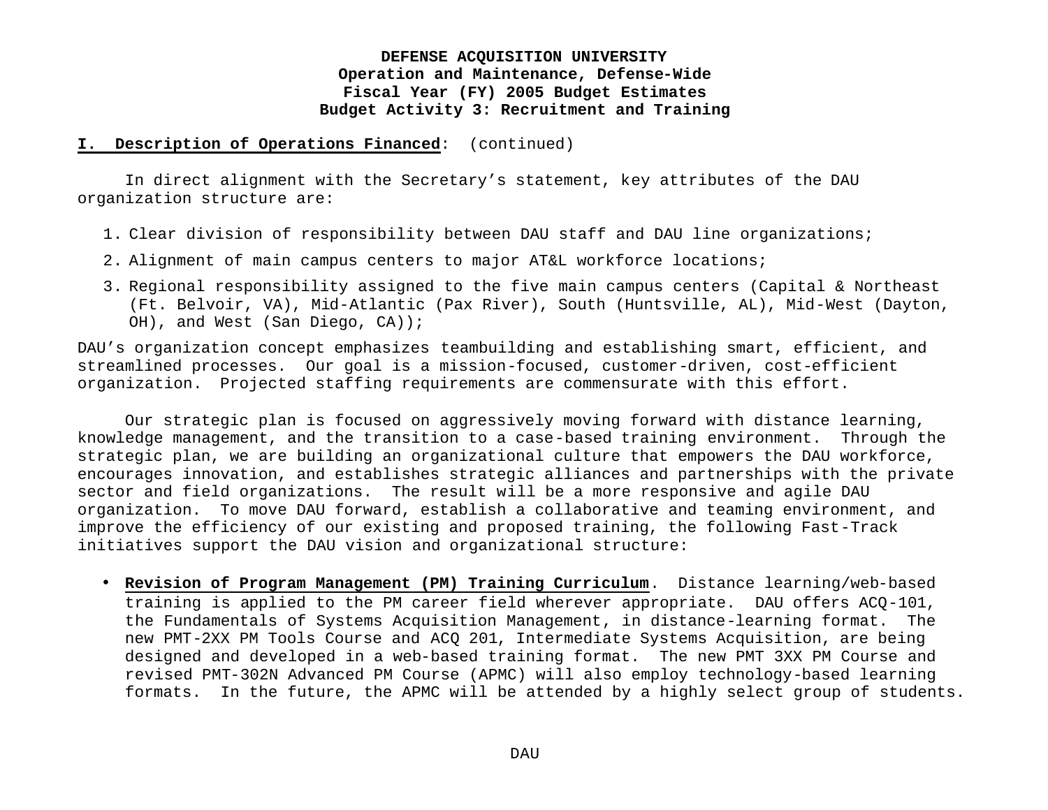**I. Description of Operations Financed**: (continued)

In direct alignment with the Secretary's statement, key attributes of the DAU organization structure are:

1. Clear division of responsibility between DAU staff and DAU line organizations;
2. Alignment of main campus centers to major AT&L workforce locations;
3. Regional responsibility assigned to the five main campus centers (Capital & Northeast (Ft. Belvoir, VA), Mid-Atlantic (Pax River), South (Huntsville, AL), Mid-West (Dayton, OH), and West (San Diego, CA));

DAU's organization concept emphasizes teambuilding and establishing smart, efficient, and streamlined processes. Our goal is a mission-focused, customer-driven, cost-efficient organization. Projected staffing requirements are commensurate with this effort.

Our strategic plan is focused on aggressively moving forward with distance learning, knowledge management, and the transition to a case-based training environment. Through the strategic plan, we are building an organizational culture that empowers the DAU workforce, encourages innovation, and establishes strategic alliances and partnerships with the private sector and field organizations. The result will be a more responsive and agile DAU organization. To move DAU forward, establish a collaborative and teaming environment, and improve the efficiency of our existing and proposed training, the following Fast-Track initiatives support the DAU vision and organizational structure:

- **Revision of Program Management (PM) Training Curriculum**. Distance learning/web-based training is applied to the PM career field wherever appropriate. DAU offers ACQ-101, the Fundamentals of Systems Acquisition Management, in distance-learning format. The new PMT-2XX PM Tools Course and ACQ 201, Intermediate Systems Acquisition, are being designed and developed in a web-based training format. The new PMT 3XX PM Course and revised PMT-302N Advanced PM Course (APMC) will also employ technology-based learning formats. In the future, the APMC will be attended by a highly select group of students.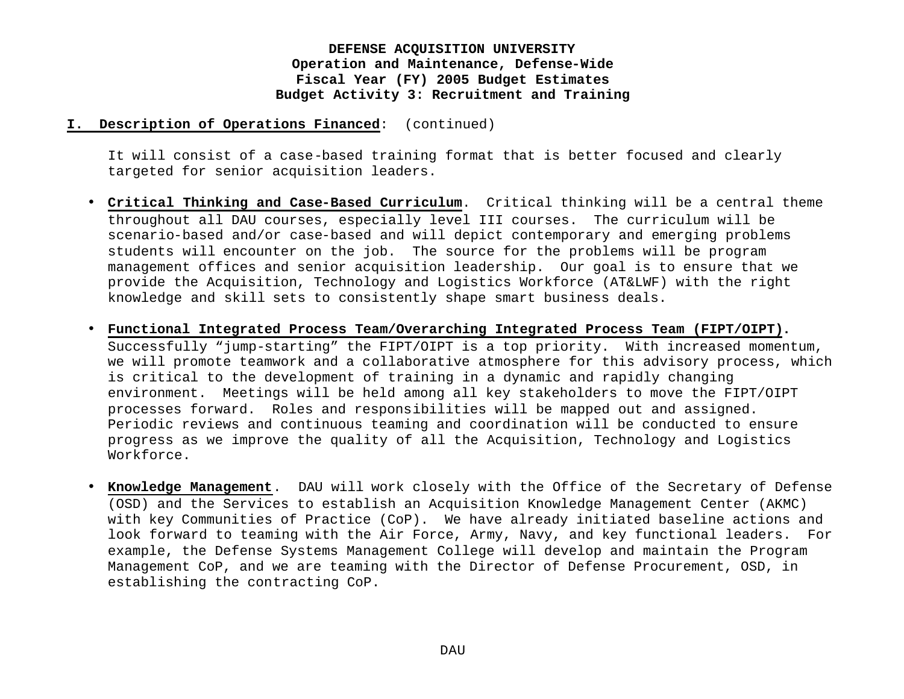**DEFENSE ACQUISITION UNIVERSITY**
**Operation and Maintenance, Defense-Wide**
**Fiscal Year (FY) 2005 Budget Estimates**
**Budget Activity 3: Recruitment and Training**

**I. Description of Operations Financed**: (continued)

It will consist of a case-based training format that is better focused and clearly targeted for senior acquisition leaders.

- **Critical Thinking and Case-Based Curriculum**. Critical thinking will be a central theme throughout all DAU courses, especially level III courses. The curriculum will be scenario-based and/or case-based and will depict contemporary and emerging problems students will encounter on the job. The source for the problems will be program management offices and senior acquisition leadership. Our goal is to ensure that we provide the Acquisition, Technology and Logistics Workforce (AT&LWF) with the right knowledge and skill sets to consistently shape smart business deals.

- **Functional Integrated Process Team/Overarching Integrated Process Team (FIPT/OIPT)**. Successfully “jump-starting” the FIPT/OIPT is a top priority. With increased momentum, we will promote teamwork and a collaborative atmosphere for this advisory process, which is critical to the development of training in a dynamic and rapidly changing environment. Meetings will be held among all key stakeholders to move the FIPT/OIPT processes forward. Roles and responsibilities will be mapped out and assigned. Periodic reviews and continuous teaming and coordination will be conducted to ensure progress as we improve the quality of all the Acquisition, Technology and Logistics Workforce.

- **Knowledge Management**. DAU will work closely with the Office of the Secretary of Defense (OSD) and the Services to establish an Acquisition Knowledge Management Center (AKMC) with key Communities of Practice (CoP). We have already initiated baseline actions and look forward to teaming with the Air Force, Army, Navy, and key functional leaders. For example, the Defense Systems Management College will develop and maintain the Program Management CoP, and we are teaming with the Director of Defense Procurement, OSD, in establishing the contracting CoP.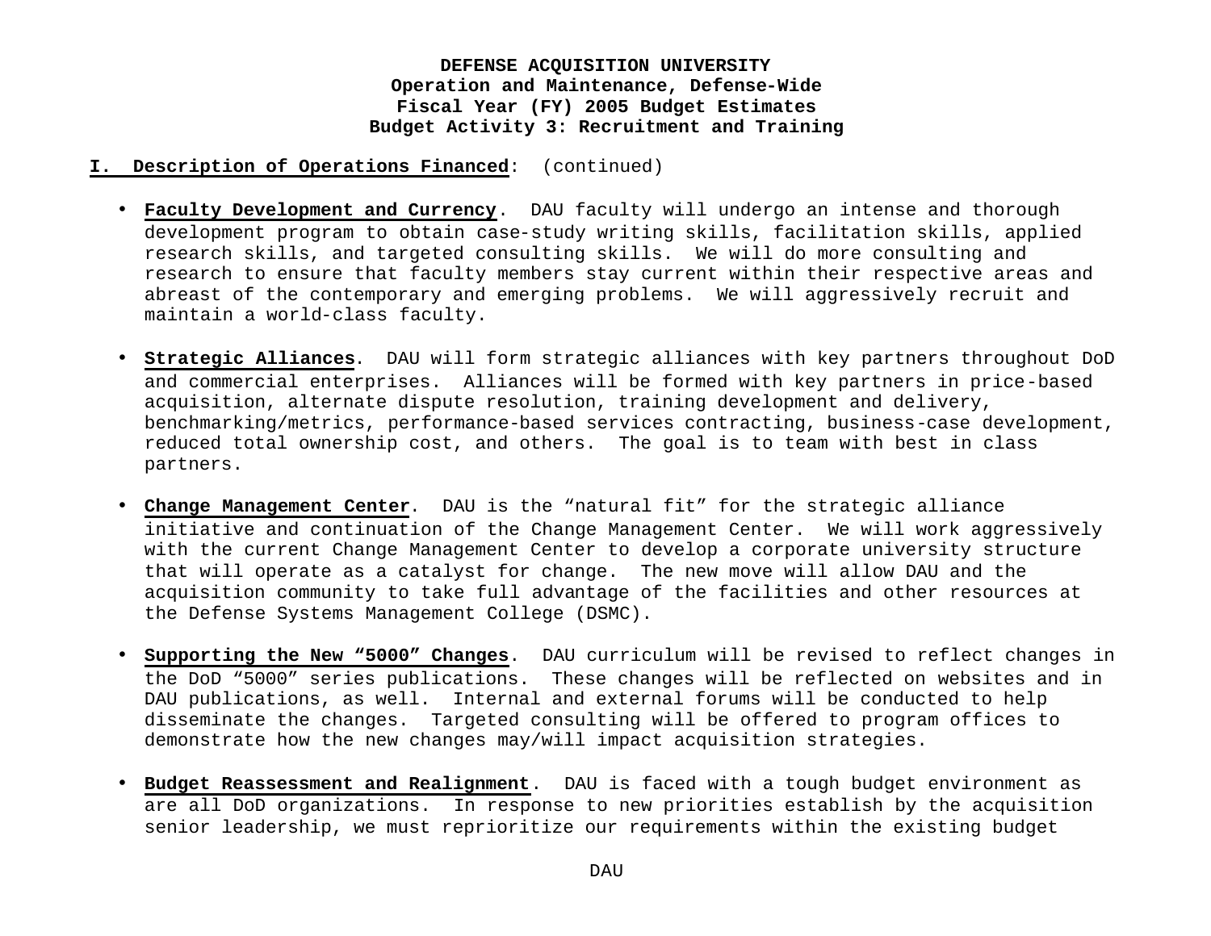**DEFENSE ACQUISITION UNIVERSITY**
**Operation and Maintenance, Defense-Wide**
**Fiscal Year (FY) 2005 Budget Estimates**
**Budget Activity 3: Recruitment and Training**

**I. Description of Operations Financed**: (continued)

- **Faculty Development and Currency**. DAU faculty will undergo an intense and thorough development program to obtain case-study writing skills, facilitation skills, applied research skills, and targeted consulting skills. We will do more consulting and research to ensure that faculty members stay current within their respective areas and abreast of the contemporary and emerging problems. We will aggressively recruit and maintain a world-class faculty.

- **Strategic Alliances**. DAU will form strategic alliances with key partners throughout DoD and commercial enterprises. Alliances will be formed with key partners in price-based acquisition, alternate dispute resolution, training development and delivery, benchmarking/metrics, performance-based services contracting, business-case development, reduced total ownership cost, and others. The goal is to team with best in class partners.

- **Change Management Center**. DAU is the “natural fit” for the strategic alliance initiative and continuation of the Change Management Center. We will work aggressively with the current Change Management Center to develop a corporate university structure that will operate as a catalyst for change. The new move will allow DAU and the acquisition community to take full advantage of the facilities and other resources at the Defense Systems Management College (DSMC).

- **Supporting the New “5000” Changes**. DAU curriculum will be revised to reflect changes in the DoD “5000” series publications. These changes will be reflected on websites and in DAU publications, as well. Internal and external forums will be conducted to help disseminate the changes. Targeted consulting will be offered to program offices to demonstrate how the new changes may/will impact acquisition strategies.

- **Budget Reassessment and Realignment**. DAU is faced with a tough budget environment as are all DoD organizations. In response to new priorities establish by the acquisition senior leadership, we must reprioritize our requirements within the existing budget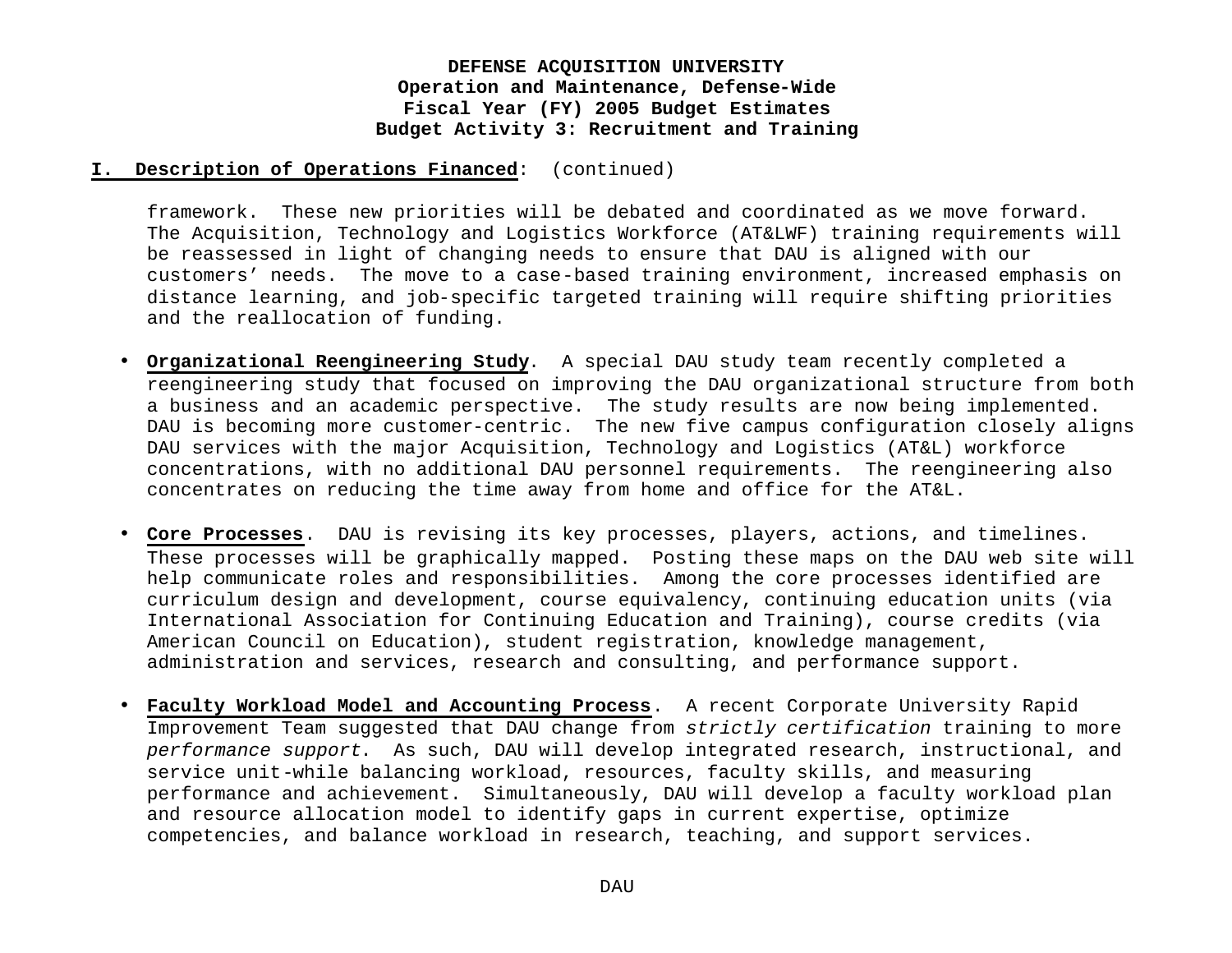**I. Description of Operations Financed**: (continued)

framework. These new priorities will be debated and coordinated as we move forward. The Acquisition, Technology and Logistics Workforce (AT&LWF) training requirements will be reassessed in light of changing needs to ensure that DAU is aligned with our customers' needs. The move to a case-based training environment, increased emphasis on distance learning, and job-specific targeted training will require shifting priorities and the reallocation of funding.

- **Organizational Reengineering Study**. A special DAU study team recently completed a reengineering study that focused on improving the DAU organizational structure from both a business and an academic perspective. The study results are now being implemented. DAU is becoming more customer-centric. The new five campus configuration closely aligns DAU services with the major Acquisition, Technology and Logistics (AT&L) workforce concentrations, with no additional DAU personnel requirements. The reengineering also concentrates on reducing the time away from home and office for the AT&L.

- **Core Processes**. DAU is revising its key processes, players, actions, and timelines. These processes will be graphically mapped. Posting these maps on the DAU web site will help communicate roles and responsibilities. Among the core processes identified are curriculum design and development, course equivalency, continuing education units (via International Association for Continuing Education and Training), course credits (via American Council on Education), student registration, knowledge management, administration and services, research and consulting, and performance support.

- **Faculty Workload Model and Accounting Process**. A recent Corporate University Rapid Improvement Team suggested that DAU change from *strictly certification* training to more *performance support*. As such, DAU will develop integrated research, instructional, and service unit-while balancing workload, resources, faculty skills, and measuring performance and achievement. Simultaneously, DAU will develop a faculty workload plan and resource allocation model to identify gaps in current expertise, optimize competencies, and balance workload in research, teaching, and support services.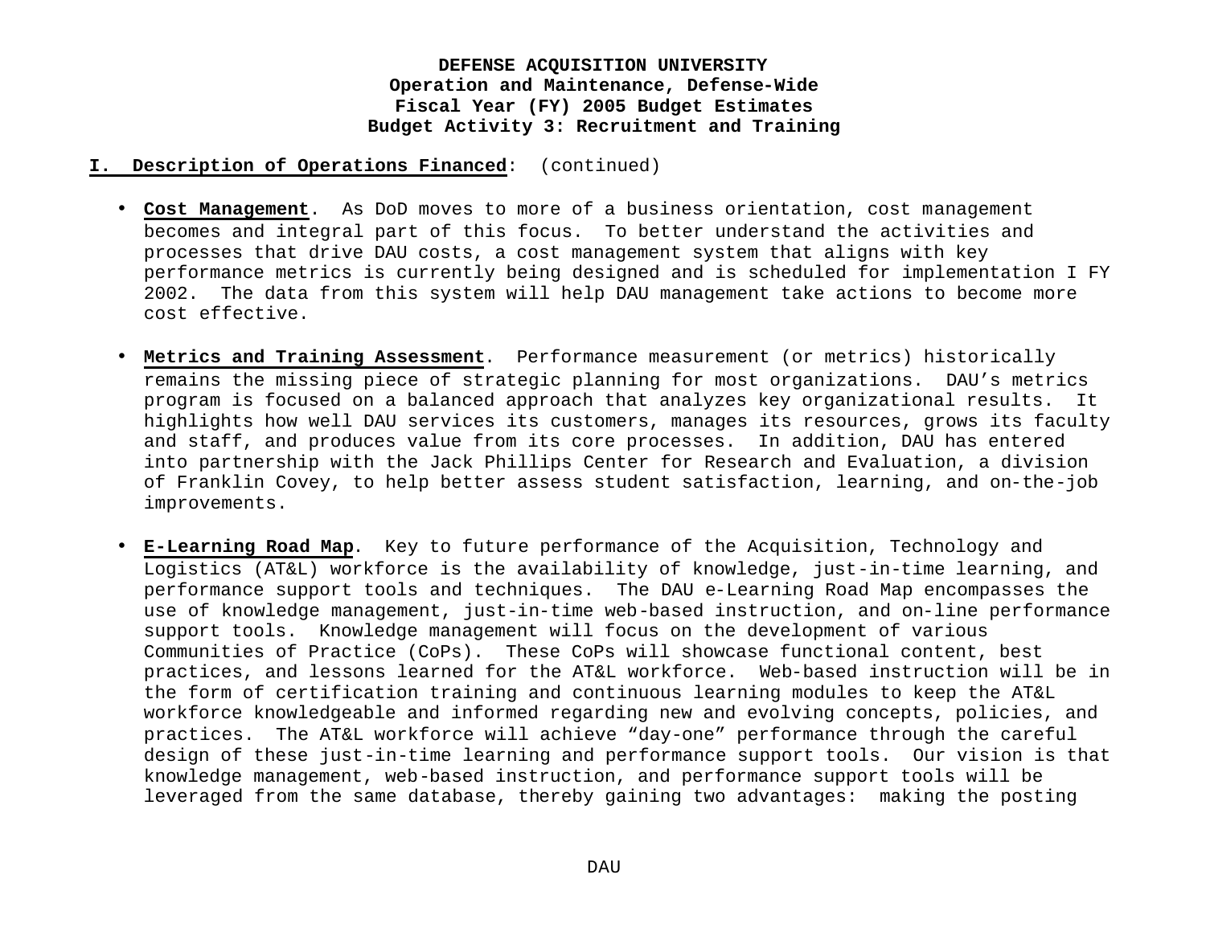**DEFENSE ACQUISITION UNIVERSITY**
**Operation and Maintenance, Defense-Wide**
**Fiscal Year (FY) 2005 Budget Estimates**
**Budget Activity 3: Recruitment and Training**

**I. Description of Operations Financed**: (continued)

- **Cost Management**. As DoD moves to more of a business orientation, cost management becomes and integral part of this focus. To better understand the activities and processes that drive DAU costs, a cost management system that aligns with key performance metrics is currently being designed and is scheduled for implementation I FY 2002. The data from this system will help DAU management take actions to become more cost effective.

- **Metrics and Training Assessment**. Performance measurement (or metrics) historically remains the missing piece of strategic planning for most organizations. DAU's metrics program is focused on a balanced approach that analyzes key organizational results. It highlights how well DAU services its customers, manages its resources, grows its faculty and staff, and produces value from its core processes. In addition, DAU has entered into partnership with the Jack Phillips Center for Research and Evaluation, a division of Franklin Covey, to help better assess student satisfaction, learning, and on-the-job improvements.

- **E-Learning Road Map**. Key to future performance of the Acquisition, Technology and Logistics (AT&L) workforce is the availability of knowledge, just-in-time learning, and performance support tools and techniques. The DAU e-Learning Road Map encompasses the use of knowledge management, just-in-time web-based instruction, and on-line performance support tools. Knowledge management will focus on the development of various Communities of Practice (CoPs). These CoPs will showcase functional content, best practices, and lessons learned for the AT&L workforce. Web-based instruction will be in the form of certification training and continuous learning modules to keep the AT&L workforce knowledgeable and informed regarding new and evolving concepts, policies, and practices. The AT&L workforce will achieve "day-one" performance through the careful design of these just-in-time learning and performance support tools. Our vision is that knowledge management, web-based instruction, and performance support tools will be leveraged from the same database, thereby gaining two advantages: making the posting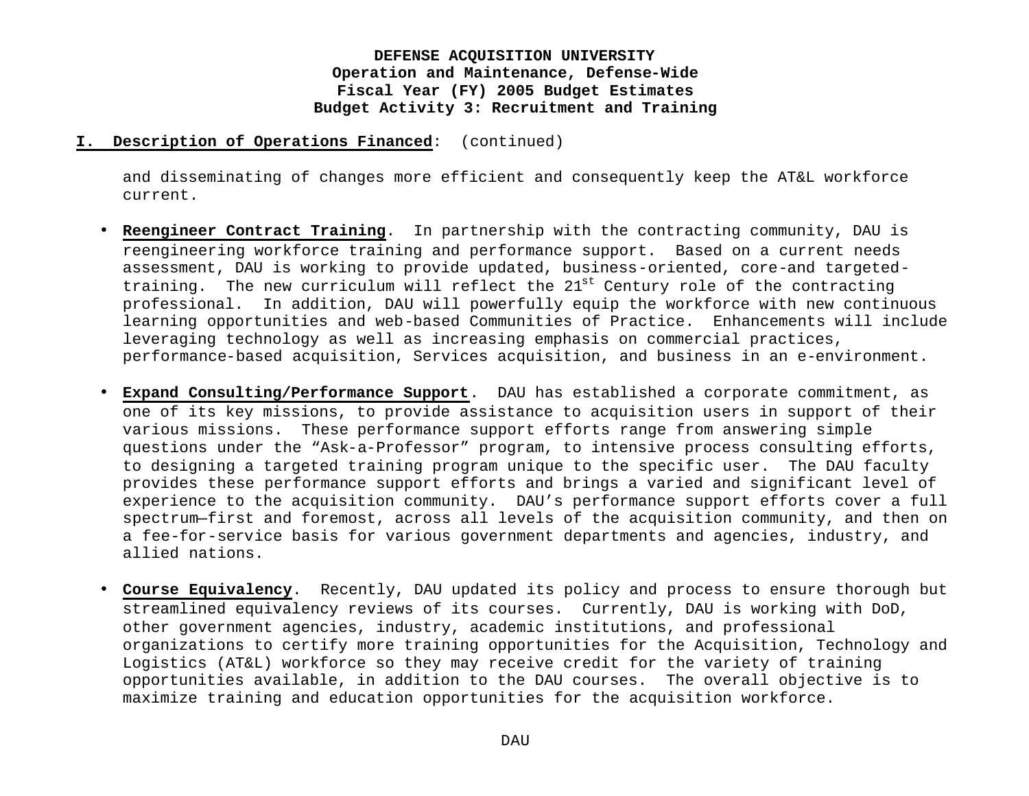**DEFENSE ACQUISITION UNIVERSITY**
**Operation and Maintenance, Defense-Wide**
**Fiscal Year (FY) 2005 Budget Estimates**
**Budget Activity 3: Recruitment and Training**

**I. Description of Operations Financed**: (continued)

and disseminating of changes more efficient and consequently keep the AT&L workforce current.

- **Reengineer Contract Training**. In partnership with the contracting community, DAU is reengineering workforce training and performance support. Based on a current needs assessment, DAU is working to provide updated, business-oriented, core-and targeted-training. The new curriculum will reflect the 21st Century role of the contracting professional. In addition, DAU will powerfully equip the workforce with new continuous learning opportunities and web-based Communities of Practice. Enhancements will include leveraging technology as well as increasing emphasis on commercial practices, performance-based acquisition, Services acquisition, and business in an e-environment.

- **Expand Consulting/Performance Support**. DAU has established a corporate commitment, as one of its key missions, to provide assistance to acquisition users in support of their various missions. These performance support efforts range from answering simple questions under the "Ask-a-Professor" program, to intensive process consulting efforts, to designing a targeted training program unique to the specific user. The DAU faculty provides these performance support efforts and brings a varied and significant level of experience to the acquisition community. DAU's performance support efforts cover a full spectrum—first and foremost, across all levels of the acquisition community, and then on a fee-for-service basis for various government departments and agencies, industry, and allied nations.

- **Course Equivalency**. Recently, DAU updated its policy and process to ensure thorough but streamlined equivalency reviews of its courses. Currently, DAU is working with DoD, other government agencies, industry, academic institutions, and professional organizations to certify more training opportunities for the Acquisition, Technology and Logistics (AT&L) workforce so they may receive credit for the variety of training opportunities available, in addition to the DAU courses. The overall objective is to maximize training and education opportunities for the acquisition workforce.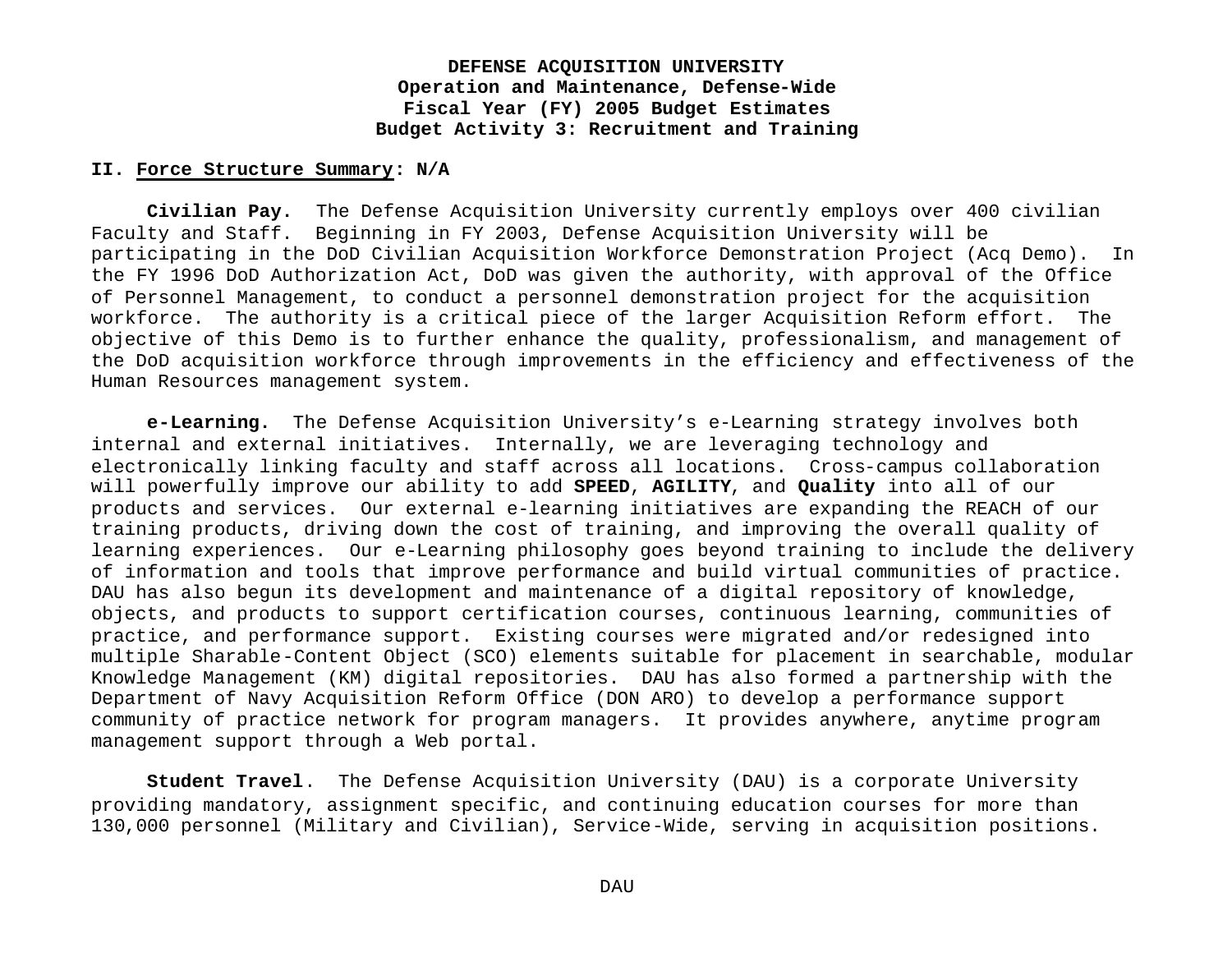**DEFENSE ACQUISITION UNIVERSITY**
**Operation and Maintenance, Defense-Wide**
**Fiscal Year (FY) 2005 Budget Estimates**
**Budget Activity 3: Recruitment and Training**

**II. <u>Force Structure Summary</u>: N/A**

**Civilian Pay.** The Defense Acquisition University currently employs over 400 civilian Faculty and Staff. Beginning in FY 2003, Defense Acquisition University will be participating in the DoD Civilian Acquisition Workforce Demonstration Project (Acq Demo). In the FY 1996 DoD Authorization Act, DoD was given the authority, with approval of the Office of Personnel Management, to conduct a personnel demonstration project for the acquisition workforce. The authority is a critical piece of the larger Acquisition Reform effort. The objective of this Demo is to further enhance the quality, professionalism, and management of the DoD acquisition workforce through improvements in the efficiency and effectiveness of the Human Resources management system.

**e-Learning.** The Defense Acquisition University's e-Learning strategy involves both internal and external initiatives. Internally, we are leveraging technology and electronically linking faculty and staff across all locations. Cross-campus collaboration will powerfully improve our ability to add **SPEED**, **AGILITY**, and **Quality** into all of our products and services. Our external e-learning initiatives are expanding the REACH of our training products, driving down the cost of training, and improving the overall quality of learning experiences. Our e-Learning philosophy goes beyond training to include the delivery of information and tools that improve performance and build virtual communities of practice. DAU has also begun its development and maintenance of a digital repository of knowledge, objects, and products to support certification courses, continuous learning, communities of practice, and performance support. Existing courses were migrated and/or redesigned into multiple Sharable-Content Object (SCO) elements suitable for placement in searchable, modular Knowledge Management (KM) digital repositories. DAU has also formed a partnership with the Department of Navy Acquisition Reform Office (DON ARO) to develop a performance support community of practice network for program managers. It provides anywhere, anytime program management support through a Web portal.

**Student Travel**. The Defense Acquisition University (DAU) is a corporate University providing mandatory, assignment specific, and continuing education courses for more than 130,000 personnel (Military and Civilian), Service-Wide, serving in acquisition positions.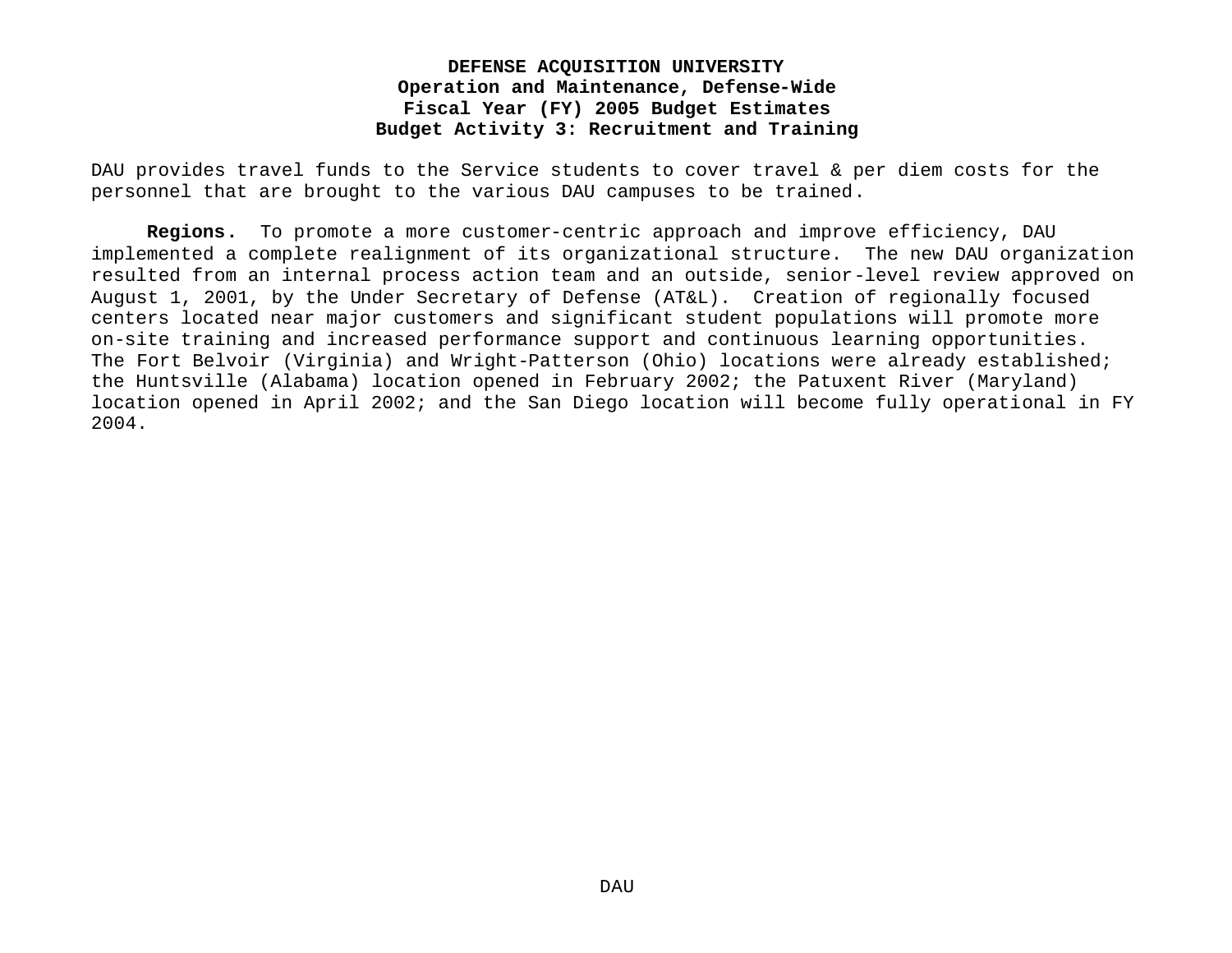DAU provides travel funds to the Service students to cover travel & per diem costs for the personnel that are brought to the various DAU campuses to be trained.

**Regions.** To promote a more customer-centric approach and improve efficiency, DAU implemented a complete realignment of its organizational structure. The new DAU organization resulted from an internal process action team and an outside, senior-level review approved on August 1, 2001, by the Under Secretary of Defense (AT&L). Creation of regionally focused centers located near major customers and significant student populations will promote more on-site training and increased performance support and continuous learning opportunities. The Fort Belvoir (Virginia) and Wright-Patterson (Ohio) locations were already established; the Huntsville (Alabama) location opened in February 2002; the Patuxent River (Maryland) location opened in April 2002; and the San Diego location will become fully operational in FY 2004.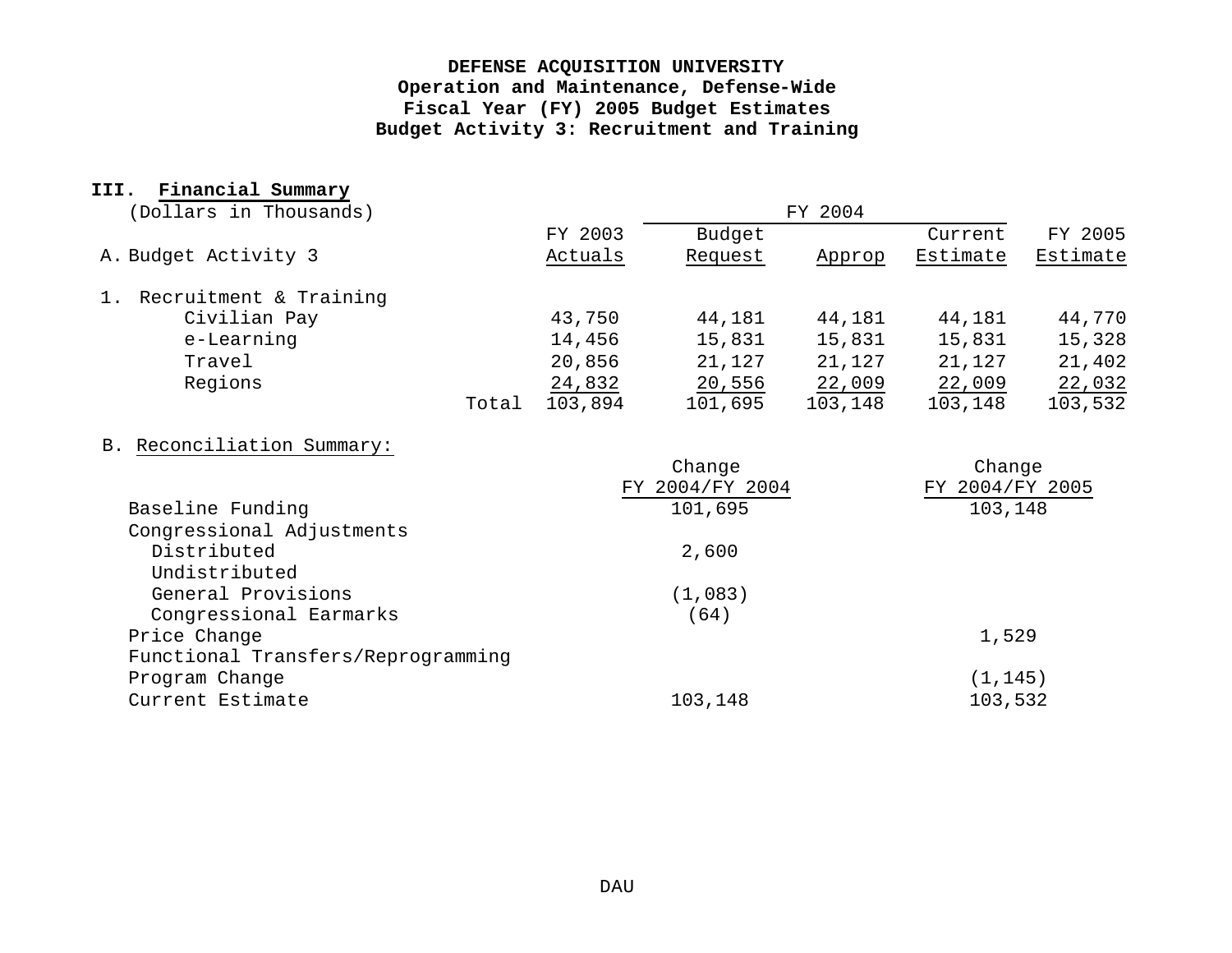**DEFENSE ACQUISITION UNIVERSITY**
**Operation and Maintenance, Defense-Wide**
**Fiscal Year (FY) 2005 Budget Estimates**
**Budget Activity 3: Recruitment and Training**

## III. Financial Summary

(Dollars in Thousands)

| | FY 2003 | FY 2004 | | | FY 2005 |
|---|---|---|---|---|---|
| A. Budget Activity 3 | Actuals | Budget Request | Approp | Current Estimate | Estimate |
| 1. Recruitment & Training | | | | | |
| Civilian Pay | 43,750 | 44,181 | 44,181 | 44,181 | 44,770 |
| e-Learning | 14,456 | 15,831 | 15,831 | 15,831 | 15,328 |
| Travel | 20,856 | 21,127 | 21,127 | 21,127 | 21,402 |
| Regions | 24,832 | 20,556 | 22,009 | 22,009 | 22,032 |
| Total | 103,894 | 101,695 | 103,148 | 103,148 | 103,532 |

B. Reconciliation Summary:

| | Change FY 2004/FY 2004 | Change FY 2004/FY 2005 |
|---|---|---|
| Baseline Funding | 101,695 | 103,148 |
| Congressional Adjustments | | |
| Distributed | 2,600 | |
| Undistributed | | |
| General Provisions | (1,083) | |
| Congressional Earmarks | (64) | |
| Price Change | | 1,529 |
| Functional Transfers/Reprogramming | | |
| Program Change | | (1,145) |
| Current Estimate | 103,148 | 103,532 |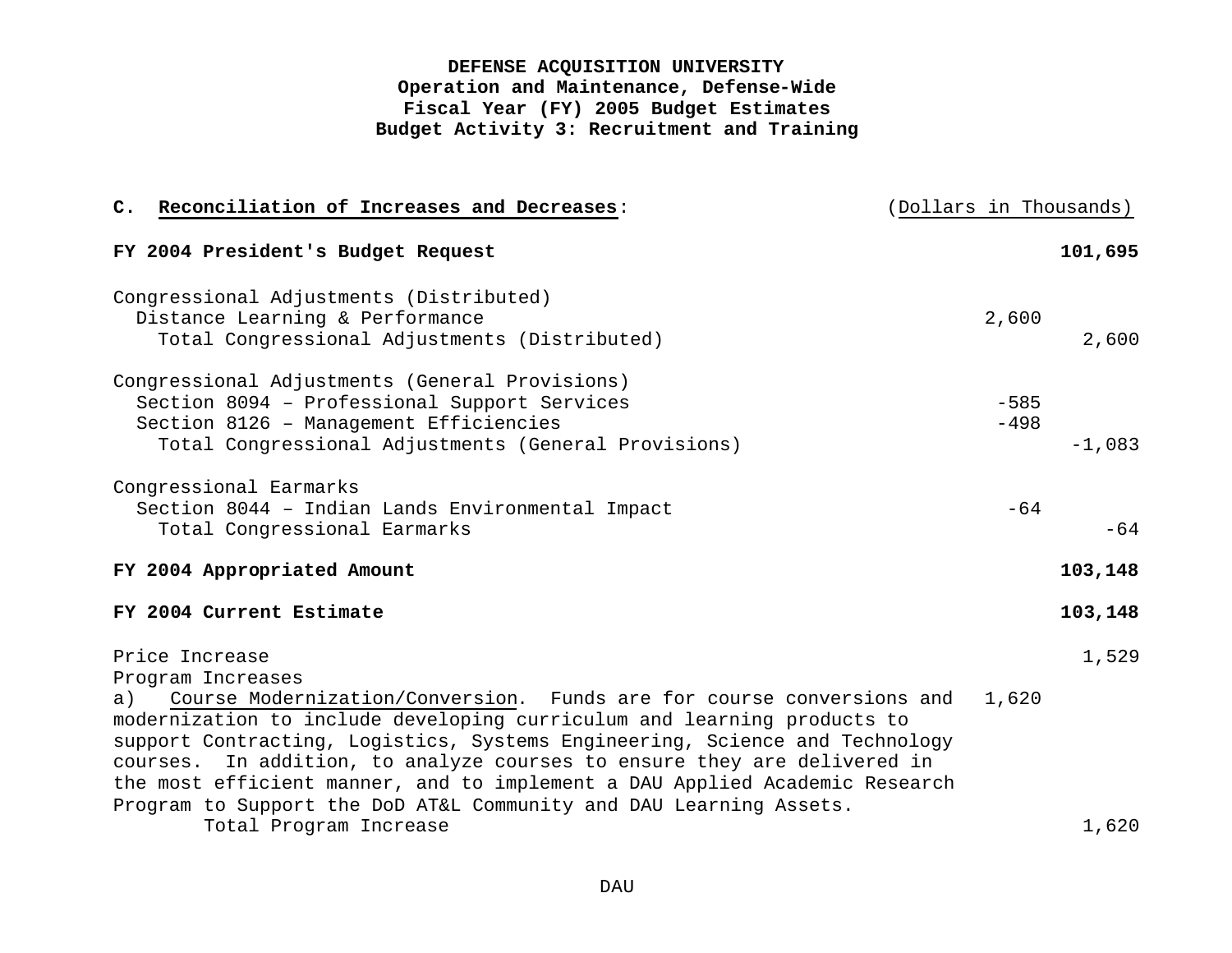**DEFENSE ACQUISITION UNIVERSITY**
**Operation and Maintenance, Defense-Wide**
**Fiscal Year (FY) 2005 Budget Estimates**
**Budget Activity 3: Recruitment and Training**

**C. Reconciliation of Increases and Decreases**: (Dollars in Thousands)

| | | |
|---|---|---|
| **FY 2004 President's Budget Request** | | **101,695** |
| Congressional Adjustments (Distributed) | | |
| Distance Learning & Performance | 2,600 | |
| Total Congressional Adjustments (Distributed) | | 2,600 |
| Congressional Adjustments (General Provisions) | | |
| Section 8094 – Professional Support Services | -585 | |
| Section 8126 – Management Efficiencies | -498 | |
| Total Congressional Adjustments (General Provisions) | | -1,083 |
| Congressional Earmarks | | |
| Section 8044 – Indian Lands Environmental Impact | -64 | |
| Total Congressional Earmarks | | -64 |
| **FY 2004 Appropriated Amount** | | **103,148** |
| **FY 2004 Current Estimate** | | **103,148** |
| Price Increase | | 1,529 |
| Program Increases | | |
| a) Course Modernization/Conversion. Funds are for course conversions and modernization to include developing curriculum and learning products to support Contracting, Logistics, Systems Engineering, Science and Technology courses. In addition, to analyze courses to ensure they are delivered in the most efficient manner, and to implement a DAU Applied Academic Research Program to Support the DoD AT&L Community and DAU Learning Assets. | 1,620 | |
| Total Program Increase | | 1,620 |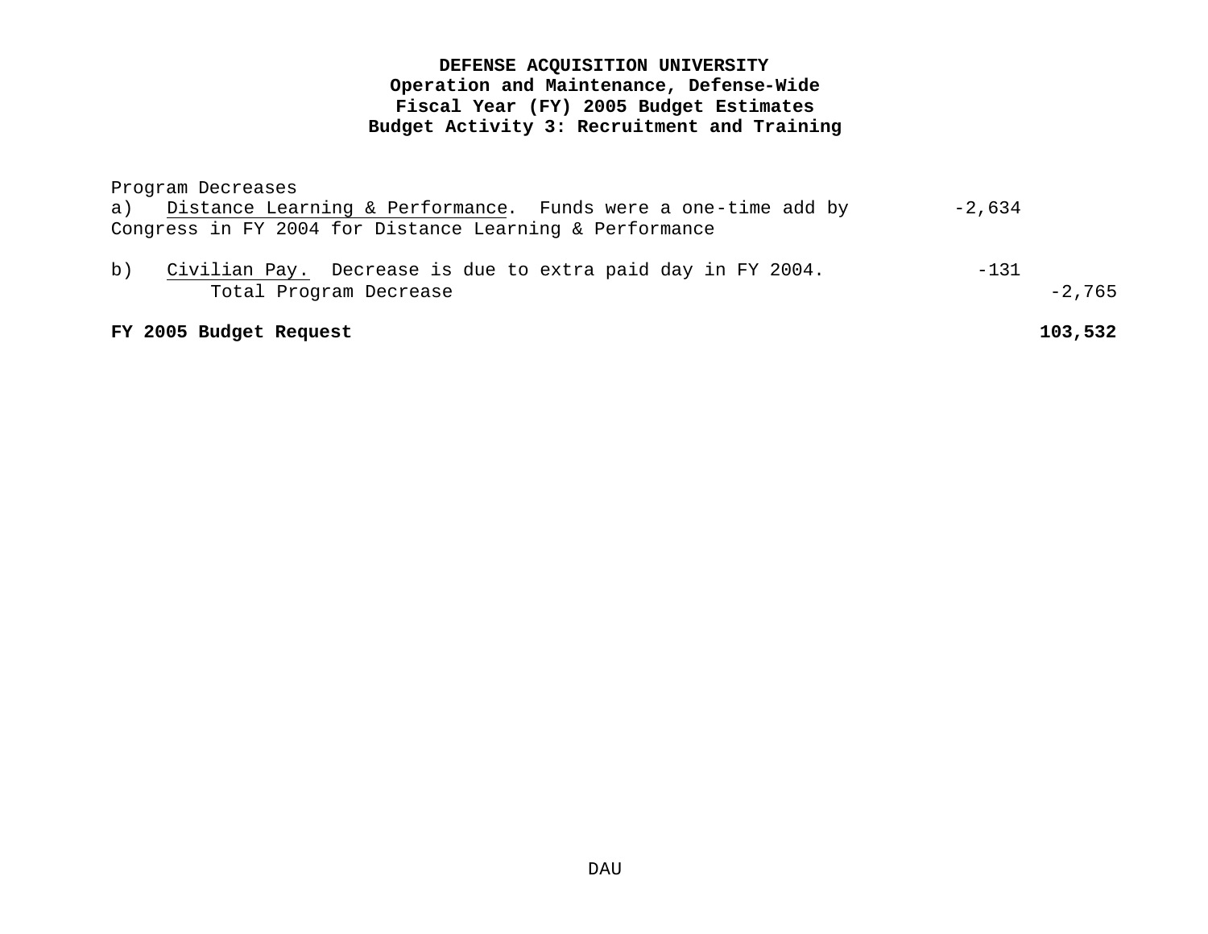**DEFENSE ACQUISITION UNIVERSITY**
**Operation and Maintenance, Defense-Wide**
**Fiscal Year (FY) 2005 Budget Estimates**
**Budget Activity 3: Recruitment and Training**

| | | |
|---|---|---|
| Program Decreases | | |
| a) Distance Learning & Performance. Funds were a one-time add by Congress in FY 2004 for Distance Learning & Performance | -2,634 | |
| b) Civilian Pay. Decrease is due to extra paid day in FY 2004. | -131 | |
| Total Program Decrease | | -2,765 |
| **FY 2005 Budget Request** | | **103,532** |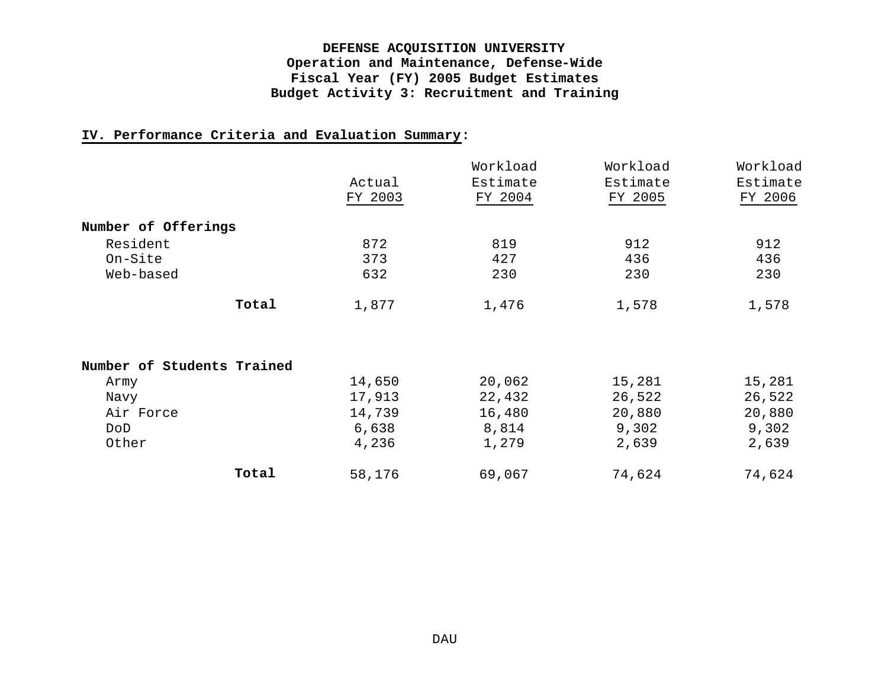**DEFENSE ACQUISITION UNIVERSITY**
**Operation and Maintenance, Defense-Wide**
**Fiscal Year (FY) 2005 Budget Estimates**
**Budget Activity 3: Recruitment and Training**

## IV. Performance Criteria and Evaluation Summary:

| | Actual FY 2003 | Workload Estimate FY 2004 | Workload Estimate FY 2005 | Workload Estimate FY 2006 |
|---|---|---|---|---|
| **Number of Offerings** | | | | |
| Resident | 872 | 819 | 912 | 912 |
| On-Site | 373 | 427 | 436 | 436 |
| Web-based | 632 | 230 | 230 | 230 |
| **Total** | 1,877 | 1,476 | 1,578 | 1,578 |
| **Number of Students Trained** | | | | |
| Army | 14,650 | 20,062 | 15,281 | 15,281 |
| Navy | 17,913 | 22,432 | 26,522 | 26,522 |
| Air Force | 14,739 | 16,480 | 20,880 | 20,880 |
| DoD | 6,638 | 8,814 | 9,302 | 9,302 |
| Other | 4,236 | 1,279 | 2,639 | 2,639 |
| **Total** | 58,176 | 69,067 | 74,624 | 74,624 |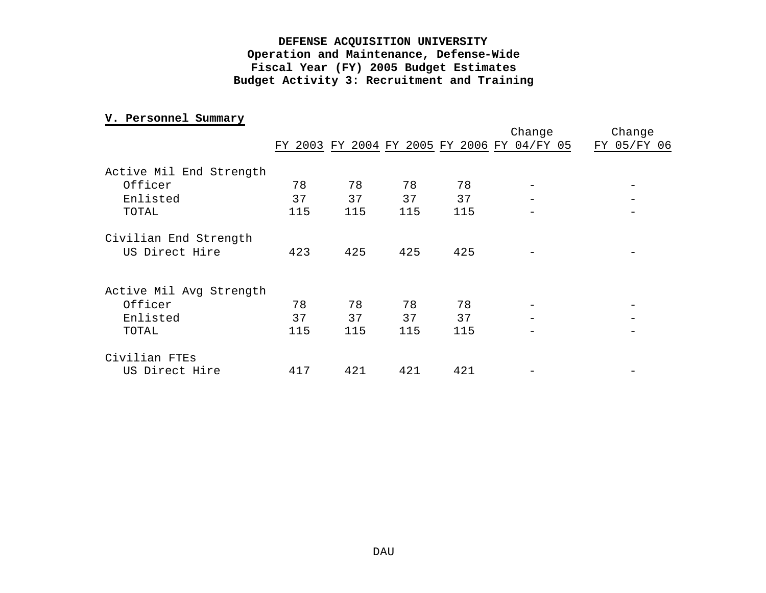**DEFENSE ACQUISITION UNIVERSITY**
**Operation and Maintenance, Defense-Wide**
**Fiscal Year (FY) 2005 Budget Estimates**
**Budget Activity 3: Recruitment and Training**

## V. Personnel Summary

| | FY 2003 | FY 2004 | FY 2005 | FY 2006 | Change FY 04/FY 05 | Change FY 05/FY 06 |
|---|---|---|---|---|---|---|
| Active Mil End Strength | | | | | | |
| Officer | 78 | 78 | 78 | 78 | - | - |
| Enlisted | 37 | 37 | 37 | 37 | - | - |
| TOTAL | 115 | 115 | 115 | 115 | - | - |
| Civilian End Strength | | | | | | |
| US Direct Hire | 423 | 425 | 425 | 425 | - | - |
| Active Mil Avg Strength | | | | | | |
| Officer | 78 | 78 | 78 | 78 | - | - |
| Enlisted | 37 | 37 | 37 | 37 | - | - |
| TOTAL | 115 | 115 | 115 | 115 | - | - |
| Civilian FTEs | | | | | | |
| US Direct Hire | 417 | 421 | 421 | 421 | - | - |